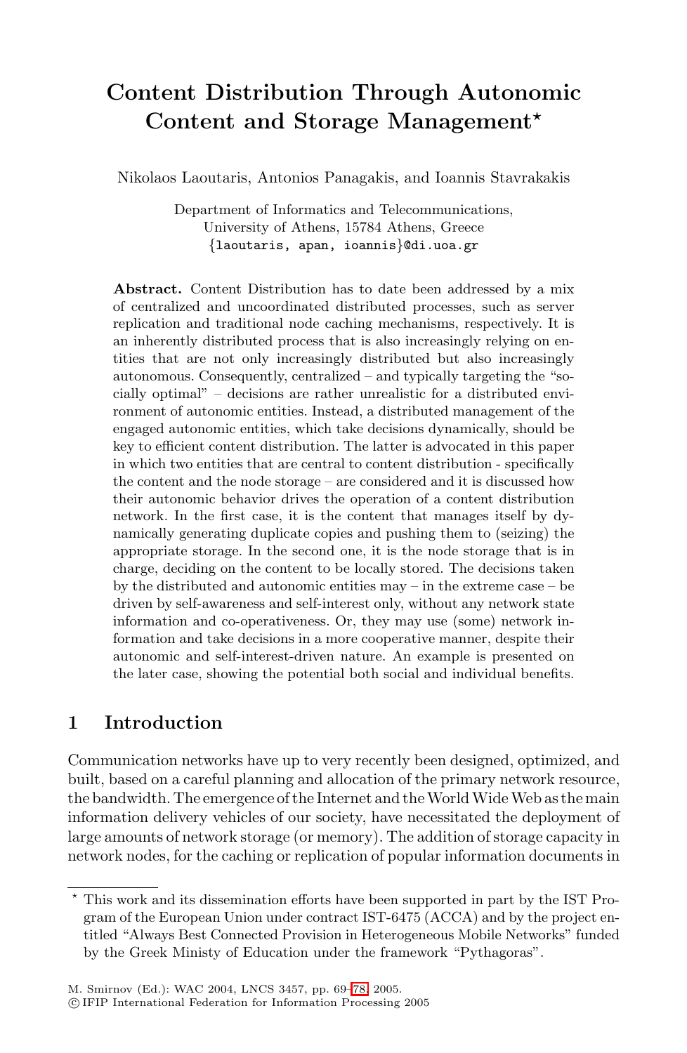# Content Distribution Through Autonomic Content and Storage Management*

Nikolaos Laoutaris, Antonios Panagakis, and Ioannis Stavrakakis

Department of Informatics and Telecommunications,
University of Athens, 15784 Athens, Greece
{laoutaris, apan, ioannis}@di.uoa.gr

**Abstract.** Content Distribution has to date been addressed by a mix of centralized and uncoordinated distributed processes, such as server replication and traditional node caching mechanisms, respectively. It is an inherently distributed process that is also increasingly relying on entities that are not only increasingly distributed but also increasingly autonomous. Consequently, centralized – and typically targeting the "socially optimal" – decisions are rather unrealistic for a distributed environment of autonomic entities. Instead, a distributed management of the engaged autonomic entities, which take decisions dynamically, should be key to efficient content distribution. The latter is advocated in this paper in which two entities that are central to content distribution - specifically the content and the node storage – are considered and it is discussed how their autonomic behavior drives the operation of a content distribution network. In the first case, it is the content that manages itself by dynamically generating duplicate copies and pushing them to (seizing) the appropriate storage. In the second one, it is the node storage that is in charge, deciding on the content to be locally stored. The decisions taken by the distributed and autonomic entities may – in the extreme case – be driven by self-awareness and self-interest only, without any network state information and co-operativeness. Or, they may use (some) network information and take decisions in a more cooperative manner, despite their autonomic and self-interest-driven nature. An example is presented on the later case, showing the potential both social and individual benefits.

## 1 Introduction

Communication networks have up to very recently been designed, optimized, and built, based on a careful planning and allocation of the primary network resource, the bandwidth. The emergence of the Internet and the World Wide Web as the main information delivery vehicles of our society, have necessitated the deployment of large amounts of network storage (or memory). The addition of storage capacity in network nodes, for the caching or replication of popular information documents in

---

* This work and its dissemination efforts have been supported in part by the IST Program of the European Union under contract IST-6475 (ACCA) and by the project entitled "Always Best Connected Provision in Heterogeneous Mobile Networks" funded by the Greek Ministy of Education under the framework "Pythagoras".

M. Smirnov (Ed.): WAC 2004, LNCS 3457, pp. 69–78, 2005.
© IFIP International Federation for Information Processing 2005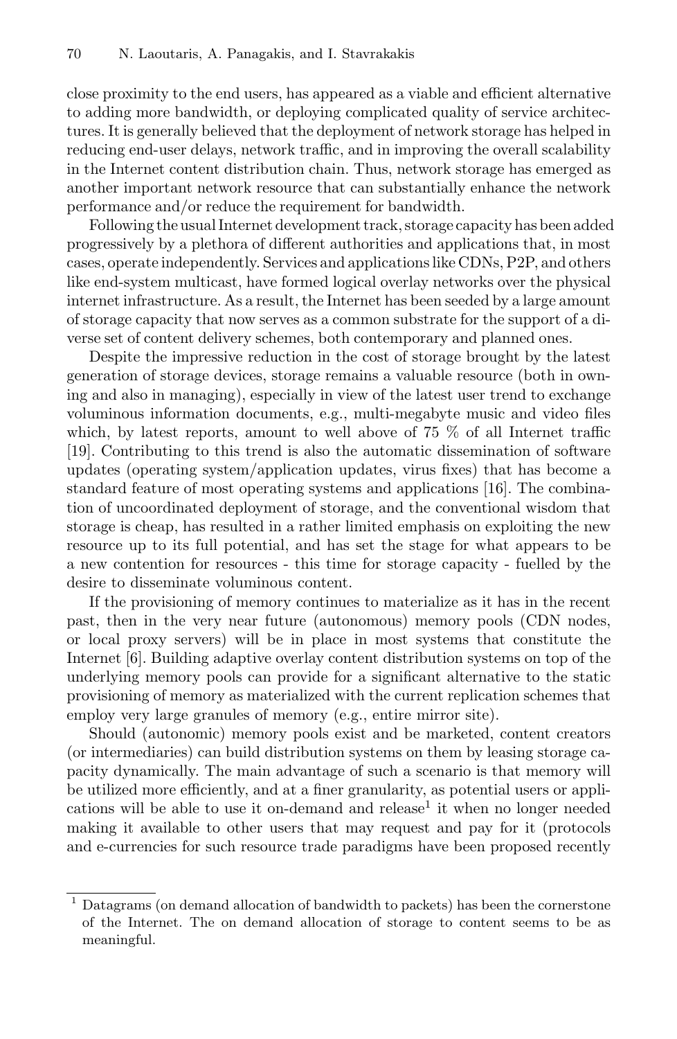close proximity to the end users, has appeared as a viable and efficient alternative to adding more bandwidth, or deploying complicated quality of service architectures. It is generally believed that the deployment of network storage has helped in reducing end-user delays, network traffic, and in improving the overall scalability in the Internet content distribution chain. Thus, network storage has emerged as another important network resource that can substantially enhance the network performance and/or reduce the requirement for bandwidth.

Following the usual Internet development track, storage capacity has been added progressively by a plethora of different authorities and applications that, in most cases, operate independently. Services and applications like CDNs, P2P, and others like end-system multicast, have formed logical overlay networks over the physical internet infrastructure. As a result, the Internet has been seeded by a large amount of storage capacity that now serves as a common substrate for the support of a diverse set of content delivery schemes, both contemporary and planned ones.

Despite the impressive reduction in the cost of storage brought by the latest generation of storage devices, storage remains a valuable resource (both in owning and also in managing), especially in view of the latest user trend to exchange voluminous information documents, e.g., multi-megabyte music and video files which, by latest reports, amount to well above of 75 % of all Internet traffic [19]. Contributing to this trend is also the automatic dissemination of software updates (operating system/application updates, virus fixes) that has become a standard feature of most operating systems and applications [16]. The combination of uncoordinated deployment of storage, and the conventional wisdom that storage is cheap, has resulted in a rather limited emphasis on exploiting the new resource up to its full potential, and has set the stage for what appears to be a new contention for resources - this time for storage capacity - fuelled by the desire to disseminate voluminous content.

If the provisioning of memory continues to materialize as it has in the recent past, then in the very near future (autonomous) memory pools (CDN nodes, or local proxy servers) will be in place in most systems that constitute the Internet [6]. Building adaptive overlay content distribution systems on top of the underlying memory pools can provide for a significant alternative to the static provisioning of memory as materialized with the current replication schemes that employ very large granules of memory (e.g., entire mirror site).

Should (autonomic) memory pools exist and be marketed, content creators (or intermediaries) can build distribution systems on them by leasing storage capacity dynamically. The main advantage of such a scenario is that memory will be utilized more efficiently, and at a finer granularity, as potential users or applications will be able to use it on-demand and release[1] it when no longer needed making it available to other users that may request and pay for it (protocols and e-currencies for such resource trade paradigms have been proposed recently

[1] Datagrams (on demand allocation of bandwidth to packets) has been the cornerstone of the Internet. The on demand allocation of storage to content seems to be as meaningful.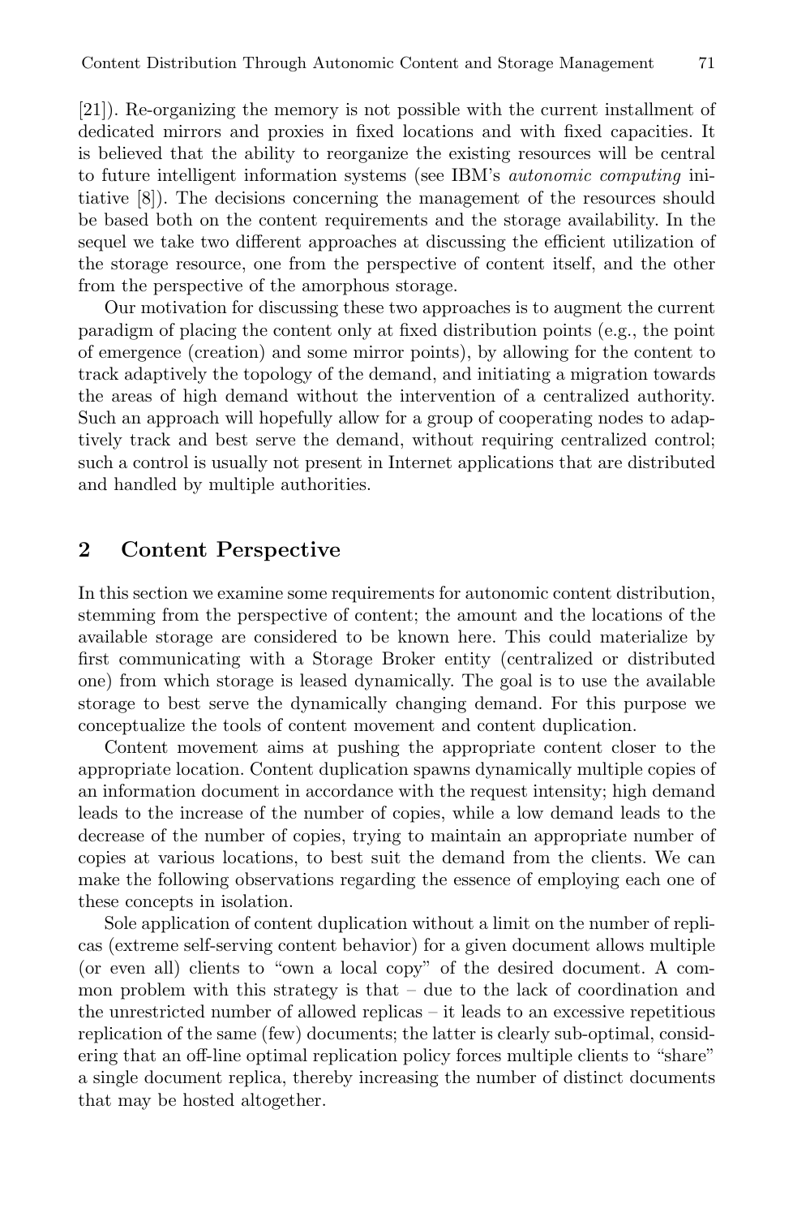[21]). Re-organizing the memory is not possible with the current installment of dedicated mirrors and proxies in fixed locations and with fixed capacities. It is believed that the ability to reorganize the existing resources will be central to future intelligent information systems (see IBM's *autonomic computing* initiative [8]). The decisions concerning the management of the resources should be based both on the content requirements and the storage availability. In the sequel we take two different approaches at discussing the efficient utilization of the storage resource, one from the perspective of content itself, and the other from the perspective of the amorphous storage.

Our motivation for discussing these two approaches is to augment the current paradigm of placing the content only at fixed distribution points (e.g., the point of emergence (creation) and some mirror points), by allowing for the content to track adaptively the topology of the demand, and initiating a migration towards the areas of high demand without the intervention of a centralized authority. Such an approach will hopefully allow for a group of cooperating nodes to adaptively track and best serve the demand, without requiring centralized control; such a control is usually not present in Internet applications that are distributed and handled by multiple authorities.

## 2 Content Perspective

In this section we examine some requirements for autonomic content distribution, stemming from the perspective of content; the amount and the locations of the available storage are considered to be known here. This could materialize by first communicating with a Storage Broker entity (centralized or distributed one) from which storage is leased dynamically. The goal is to use the available storage to best serve the dynamically changing demand. For this purpose we conceptualize the tools of content movement and content duplication.

Content movement aims at pushing the appropriate content closer to the appropriate location. Content duplication spawns dynamically multiple copies of an information document in accordance with the request intensity; high demand leads to the increase of the number of copies, while a low demand leads to the decrease of the number of copies, trying to maintain an appropriate number of copies at various locations, to best suit the demand from the clients. We can make the following observations regarding the essence of employing each one of these concepts in isolation.

Sole application of content duplication without a limit on the number of replicas (extreme self-serving content behavior) for a given document allows multiple (or even all) clients to "own a local copy" of the desired document. A common problem with this strategy is that – due to the lack of coordination and the unrestricted number of allowed replicas – it leads to an excessive repetitious replication of the same (few) documents; the latter is clearly sub-optimal, considering that an off-line optimal replication policy forces multiple clients to "share" a single document replica, thereby increasing the number of distinct documents that may be hosted altogether.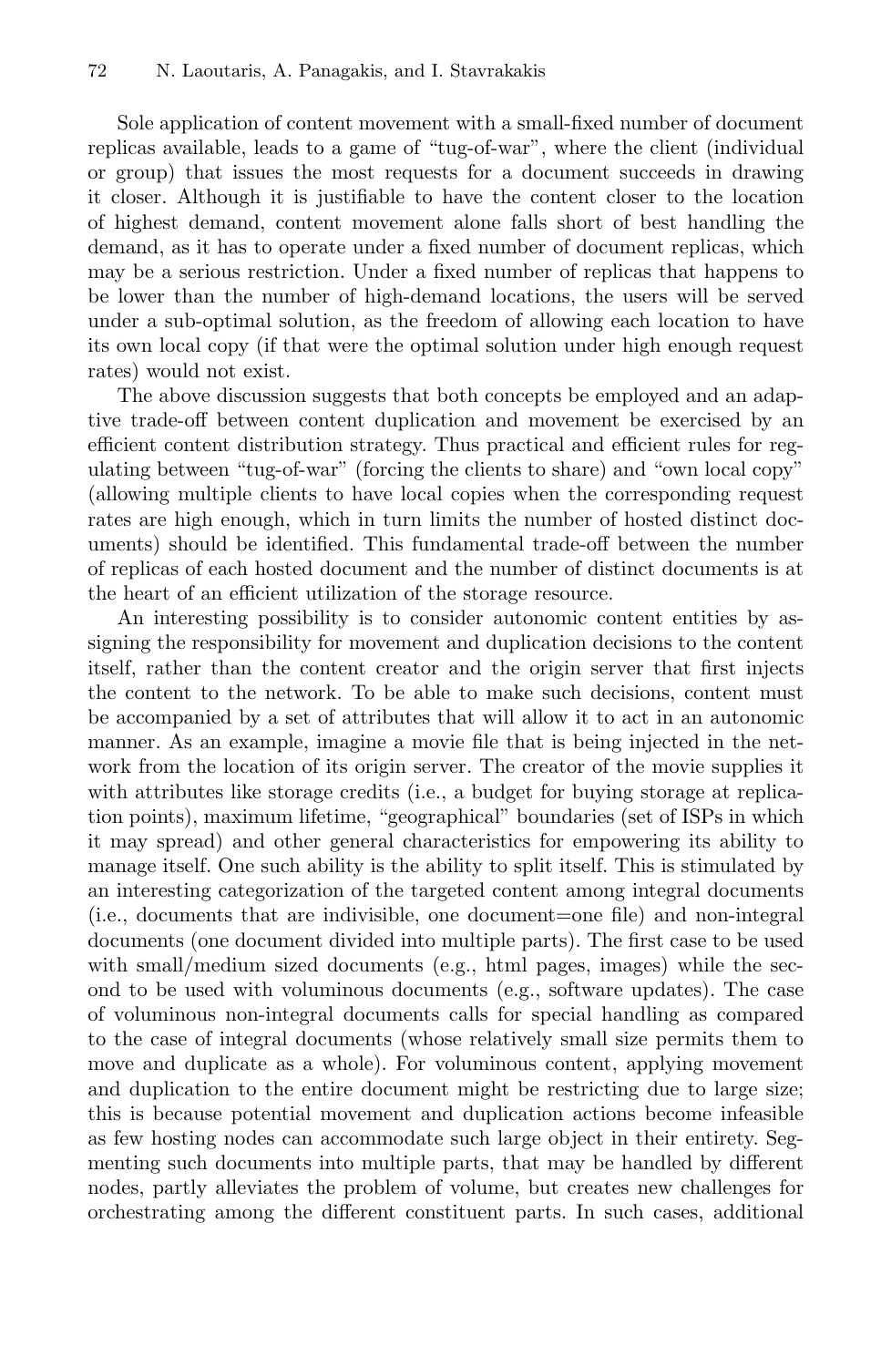Sole application of content movement with a small-fixed number of document replicas available, leads to a game of "tug-of-war", where the client (individual or group) that issues the most requests for a document succeeds in drawing it closer. Although it is justifiable to have the content closer to the location of highest demand, content movement alone falls short of best handling the demand, as it has to operate under a fixed number of document replicas, which may be a serious restriction. Under a fixed number of replicas that happens to be lower than the number of high-demand locations, the users will be served under a sub-optimal solution, as the freedom of allowing each location to have its own local copy (if that were the optimal solution under high enough request rates) would not exist.

The above discussion suggests that both concepts be employed and an adaptive trade-off between content duplication and movement be exercised by an efficient content distribution strategy. Thus practical and efficient rules for regulating between "tug-of-war" (forcing the clients to share) and "own local copy" (allowing multiple clients to have local copies when the corresponding request rates are high enough, which in turn limits the number of hosted distinct documents) should be identified. This fundamental trade-off between the number of replicas of each hosted document and the number of distinct documents is at the heart of an efficient utilization of the storage resource.

An interesting possibility is to consider autonomic content entities by assigning the responsibility for movement and duplication decisions to the content itself, rather than the content creator and the origin server that first injects the content to the network. To be able to make such decisions, content must be accompanied by a set of attributes that will allow it to act in an autonomic manner. As an example, imagine a movie file that is being injected in the network from the location of its origin server. The creator of the movie supplies it with attributes like storage credits (i.e., a budget for buying storage at replication points), maximum lifetime, "geographical" boundaries (set of ISPs in which it may spread) and other general characteristics for empowering its ability to manage itself. One such ability is the ability to split itself. This is stimulated by an interesting categorization of the targeted content among integral documents (i.e., documents that are indivisible, one document=one file) and non-integral documents (one document divided into multiple parts). The first case to be used with small/medium sized documents (e.g., html pages, images) while the second to be used with voluminous documents (e.g., software updates). The case of voluminous non-integral documents calls for special handling as compared to the case of integral documents (whose relatively small size permits them to move and duplicate as a whole). For voluminous content, applying movement and duplication to the entire document might be restricting due to large size; this is because potential movement and duplication actions become infeasible as few hosting nodes can accommodate such large object in their entirety. Segmenting such documents into multiple parts, that may be handled by different nodes, partly alleviates the problem of volume, but creates new challenges for orchestrating among the different constituent parts. In such cases, additional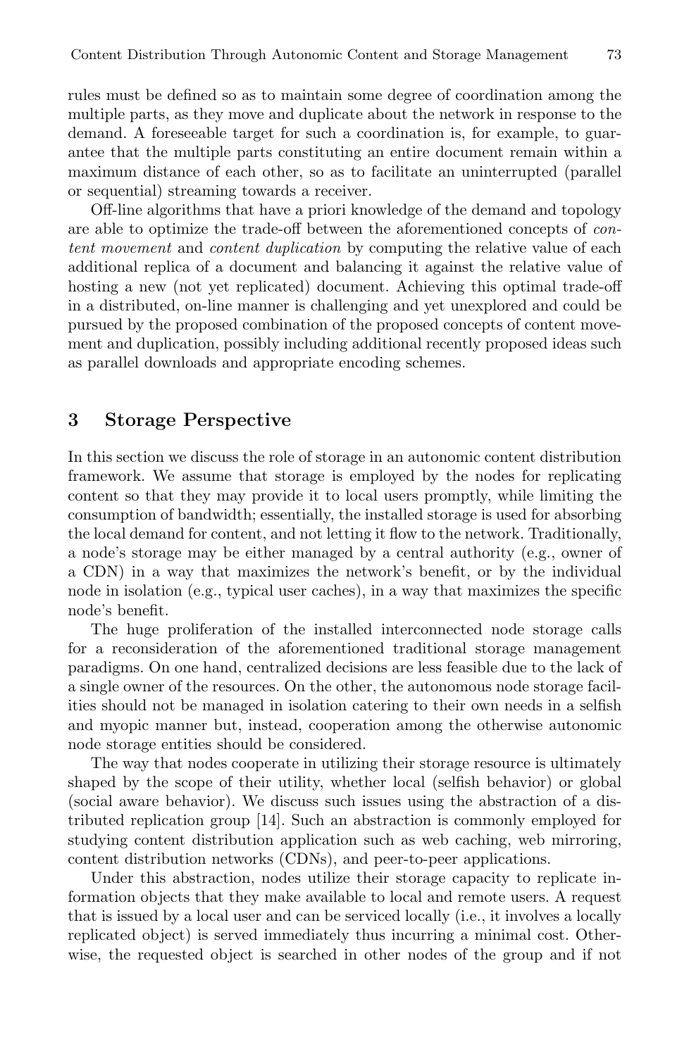rules must be defined so as to maintain some degree of coordination among the multiple parts, as they move and duplicate about the network in response to the demand. A foreseeable target for such a coordination is, for example, to guarantee that the multiple parts constituting an entire document remain within a maximum distance of each other, so as to facilitate an uninterrupted (parallel or sequential) streaming towards a receiver.

Off-line algorithms that have a priori knowledge of the demand and topology are able to optimize the trade-off between the aforementioned concepts of *content movement* and *content duplication* by computing the relative value of each additional replica of a document and balancing it against the relative value of hosting a new (not yet replicated) document. Achieving this optimal trade-off in a distributed, on-line manner is challenging and yet unexplored and could be pursued by the proposed combination of the proposed concepts of content movement and duplication, possibly including additional recently proposed ideas such as parallel downloads and appropriate encoding schemes.

## 3 Storage Perspective

In this section we discuss the role of storage in an autonomic content distribution framework. We assume that storage is employed by the nodes for replicating content so that they may provide it to local users promptly, while limiting the consumption of bandwidth; essentially, the installed storage is used for absorbing the local demand for content, and not letting it flow to the network. Traditionally, a node's storage may be either managed by a central authority (e.g., owner of a CDN) in a way that maximizes the network's benefit, or by the individual node in isolation (e.g., typical user caches), in a way that maximizes the specific node's benefit.

The huge proliferation of the installed interconnected node storage calls for a reconsideration of the aforementioned traditional storage management paradigms. On one hand, centralized decisions are less feasible due to the lack of a single owner of the resources. On the other, the autonomous node storage facilities should not be managed in isolation catering to their own needs in a selfish and myopic manner but, instead, cooperation among the otherwise autonomic node storage entities should be considered.

The way that nodes cooperate in utilizing their storage resource is ultimately shaped by the scope of their utility, whether local (selfish behavior) or global (social aware behavior). We discuss such issues using the abstraction of a distributed replication group [14]. Such an abstraction is commonly employed for studying content distribution application such as web caching, web mirroring, content distribution networks (CDNs), and peer-to-peer applications.

Under this abstraction, nodes utilize their storage capacity to replicate information objects that they make available to local and remote users. A request that is issued by a local user and can be serviced locally (i.e., it involves a locally replicated object) is served immediately thus incurring a minimal cost. Otherwise, the requested object is searched in other nodes of the group and if not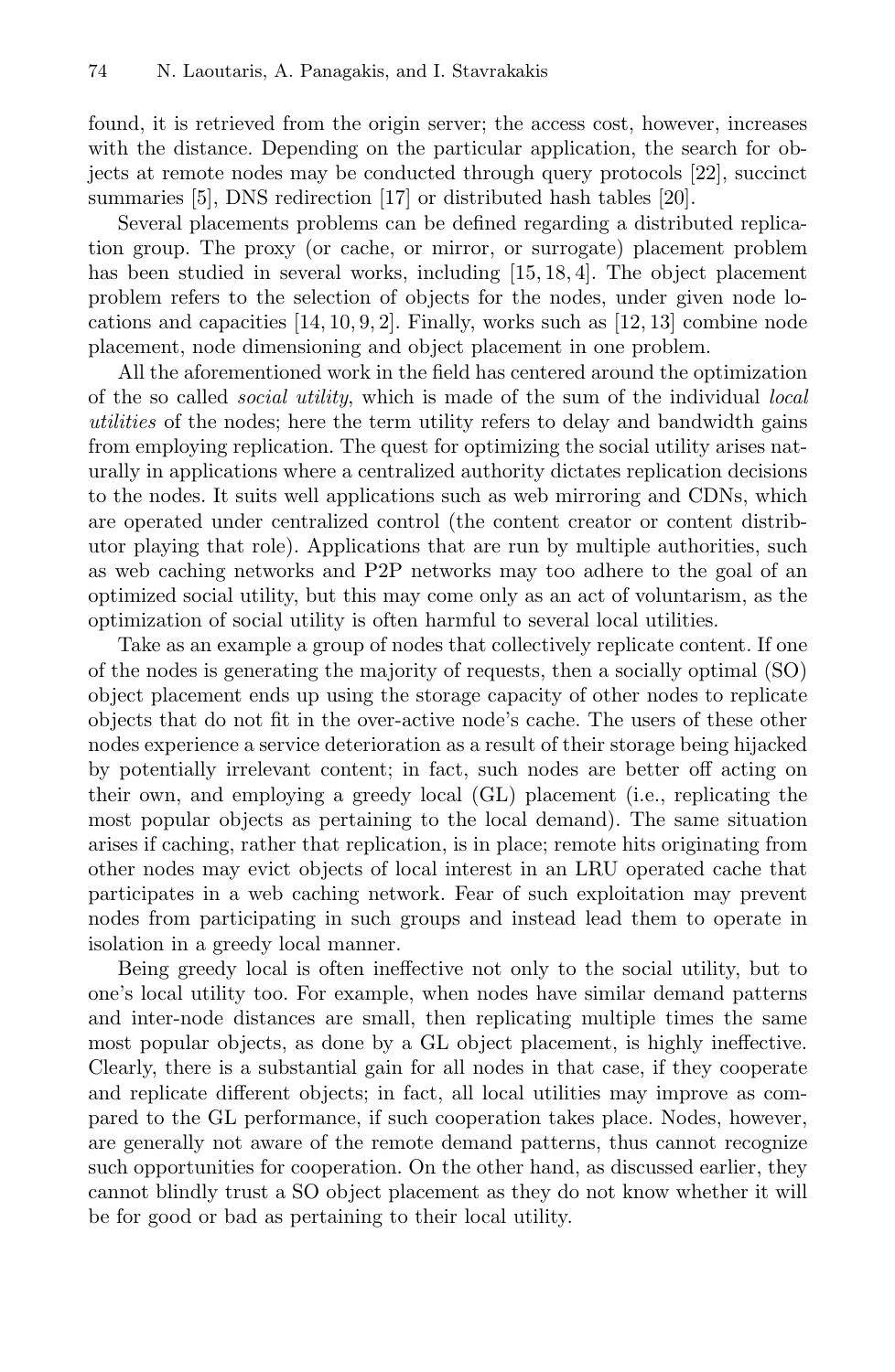found, it is retrieved from the origin server; the access cost, however, increases with the distance. Depending on the particular application, the search for objects at remote nodes may be conducted through query protocols [22], succinct summaries [5], DNS redirection [17] or distributed hash tables [20].

Several placements problems can be defined regarding a distributed replication group. The proxy (or cache, or mirror, or surrogate) placement problem has been studied in several works, including [15, 18, 4]. The object placement problem refers to the selection of objects for the nodes, under given node locations and capacities [14, 10, 9, 2]. Finally, works such as [12, 13] combine node placement, node dimensioning and object placement in one problem.

All the aforementioned work in the field has centered around the optimization of the so called *social utility*, which is made of the sum of the individual *local utilities* of the nodes; here the term utility refers to delay and bandwidth gains from employing replication. The quest for optimizing the social utility arises naturally in applications where a centralized authority dictates replication decisions to the nodes. It suits well applications such as web mirroring and CDNs, which are operated under centralized control (the content creator or content distributor playing that role). Applications that are run by multiple authorities, such as web caching networks and P2P networks may too adhere to the goal of an optimized social utility, but this may come only as an act of voluntarism, as the optimization of social utility is often harmful to several local utilities.

Take as an example a group of nodes that collectively replicate content. If one of the nodes is generating the majority of requests, then a socially optimal (SO) object placement ends up using the storage capacity of other nodes to replicate objects that do not fit in the over-active node's cache. The users of these other nodes experience a service deterioration as a result of their storage being hijacked by potentially irrelevant content; in fact, such nodes are better off acting on their own, and employing a greedy local (GL) placement (i.e., replicating the most popular objects as pertaining to the local demand). The same situation arises if caching, rather that replication, is in place; remote hits originating from other nodes may evict objects of local interest in an LRU operated cache that participates in a web caching network. Fear of such exploitation may prevent nodes from participating in such groups and instead lead them to operate in isolation in a greedy local manner.

Being greedy local is often ineffective not only to the social utility, but to one's local utility too. For example, when nodes have similar demand patterns and inter-node distances are small, then replicating multiple times the same most popular objects, as done by a GL object placement, is highly ineffective. Clearly, there is a substantial gain for all nodes in that case, if they cooperate and replicate different objects; in fact, all local utilities may improve as compared to the GL performance, if such cooperation takes place. Nodes, however, are generally not aware of the remote demand patterns, thus cannot recognize such opportunities for cooperation. On the other hand, as discussed earlier, they cannot blindly trust a SO object placement as they do not know whether it will be for good or bad as pertaining to their local utility.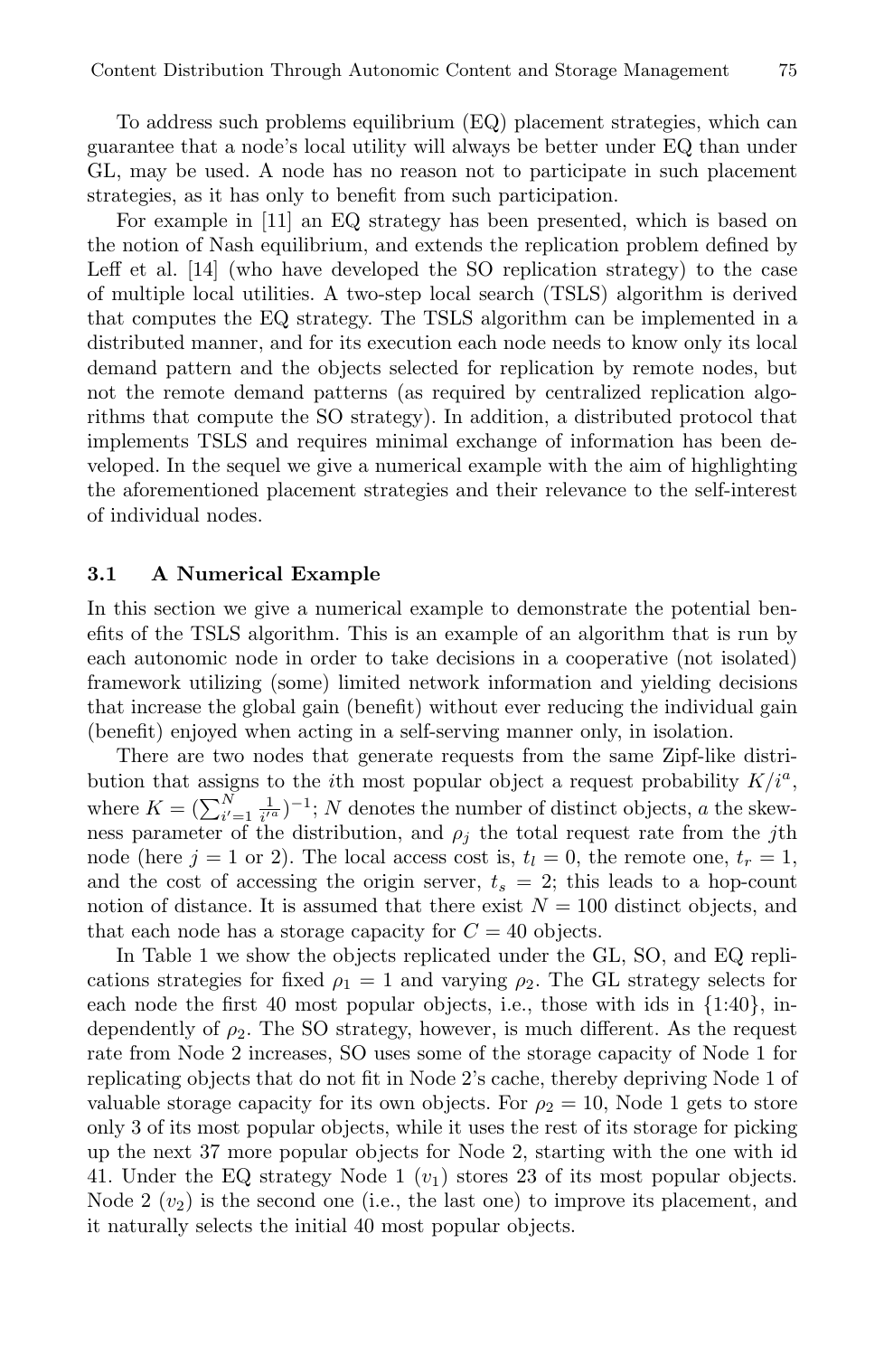To address such problems equilibrium (EQ) placement strategies, which can guarantee that a node's local utility will always be better under EQ than under GL, may be used. A node has no reason not to participate in such placement strategies, as it has only to benefit from such participation.

For example in [11] an EQ strategy has been presented, which is based on the notion of Nash equilibrium, and extends the replication problem defined by Leff et al. [14] (who have developed the SO replication strategy) to the case of multiple local utilities. A two-step local search (TSLS) algorithm is derived that computes the EQ strategy. The TSLS algorithm can be implemented in a distributed manner, and for its execution each node needs to know only its local demand pattern and the objects selected for replication by remote nodes, but not the remote demand patterns (as required by centralized replication algorithms that compute the SO strategy). In addition, a distributed protocol that implements TSLS and requires minimal exchange of information has been developed. In the sequel we give a numerical example with the aim of highlighting the aforementioned placement strategies and their relevance to the self-interest of individual nodes.

### 3.1 A Numerical Example

In this section we give a numerical example to demonstrate the potential benefits of the TSLS algorithm. This is an example of an algorithm that is run by each autonomic node in order to take decisions in a cooperative (not isolated) framework utilizing (some) limited network information and yielding decisions that increase the global gain (benefit) without ever reducing the individual gain (benefit) enjoyed when acting in a self-serving manner only, in isolation.

There are two nodes that generate requests from the same Zipf-like distribution that assigns to the $i$th most popular object a request probability $K/i^a$, where $K = (\sum_{i'=1}^{N} \frac{1}{i'^a})^{-1}$; $N$ denotes the number of distinct objects, $a$ the skewness parameter of the distribution, and $\rho_j$ the total request rate from the $j$th node (here $j = 1$ or 2). The local access cost is, $t_l = 0$, the remote one, $t_r = 1$, and the cost of accessing the origin server, $t_s = 2$; this leads to a hop-count notion of distance. It is assumed that there exist $N = 100$ distinct objects, and that each node has a storage capacity for $C = 40$ objects.

In Table 1 we show the objects replicated under the GL, SO, and EQ replications strategies for fixed $\rho_1 = 1$ and varying $\rho_2$. The GL strategy selects for each node the first 40 most popular objects, i.e., those with ids in {1:40}, independently of $\rho_2$. The SO strategy, however, is much different. As the request rate from Node 2 increases, SO uses some of the storage capacity of Node 1 for replicating objects that do not fit in Node 2's cache, thereby depriving Node 1 of valuable storage capacity for its own objects. For $\rho_2 = 10$, Node 1 gets to store only 3 of its most popular objects, while it uses the rest of its storage for picking up the next 37 more popular objects for Node 2, starting with the one with id 41. Under the EQ strategy Node 1 ($v_1$) stores 23 of its most popular objects. Node 2 ($v_2$) is the second one (i.e., the last one) to improve its placement, and it naturally selects the initial 40 most popular objects.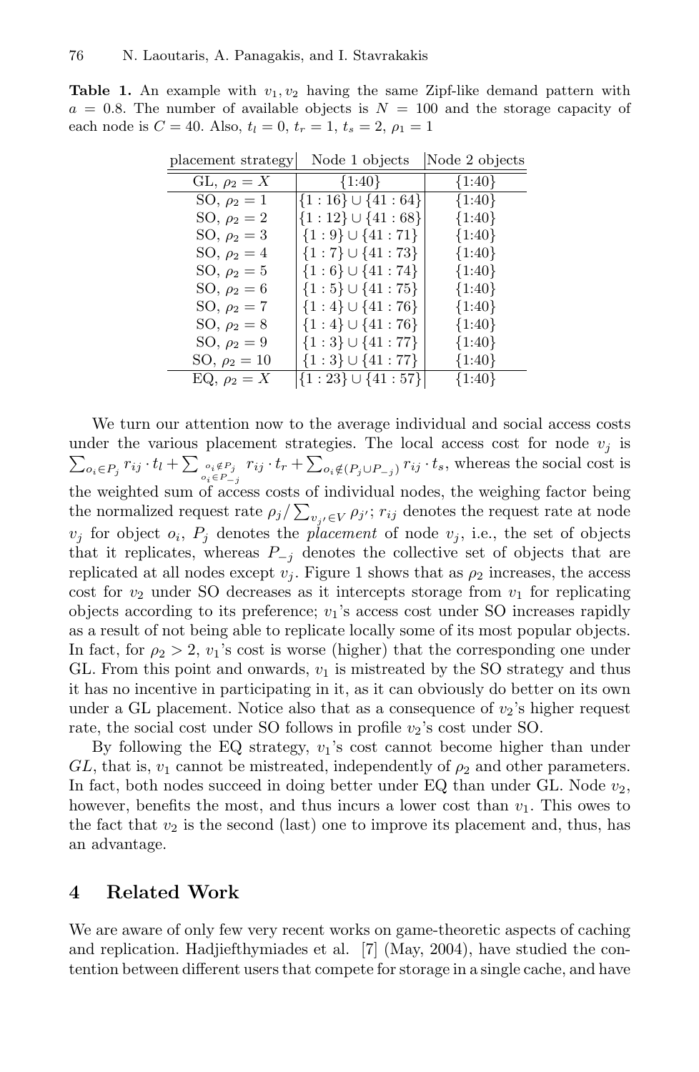**Table 1.** An example with $v_1, v_2$ having the same Zipf-like demand pattern with $a = 0.8$. The number of available objects is $N = 100$ and the storage capacity of each node is $C = 40$. Also, $t_l = 0$, $t_r = 1$, $t_s = 2$, $\rho_1 = 1$

| placement strategy | Node 1 objects | Node 2 objects |
|---|---|---|
| GL, $\rho_2 = X$ | $\{1{:}40\}$ | $\{1{:}40\}$ |
| SO, $\rho_2 = 1$ | $\{1 : 16\} \cup \{41 : 64\}$ | $\{1{:}40\}$ |
| SO, $\rho_2 = 2$ | $\{1 : 12\} \cup \{41 : 68\}$ | $\{1{:}40\}$ |
| SO, $\rho_2 = 3$ | $\{1 : 9\} \cup \{41 : 71\}$ | $\{1{:}40\}$ |
| SO, $\rho_2 = 4$ | $\{1 : 7\} \cup \{41 : 73\}$ | $\{1{:}40\}$ |
| SO, $\rho_2 = 5$ | $\{1 : 6\} \cup \{41 : 74\}$ | $\{1{:}40\}$ |
| SO, $\rho_2 = 6$ | $\{1 : 5\} \cup \{41 : 75\}$ | $\{1{:}40\}$ |
| SO, $\rho_2 = 7$ | $\{1 : 4\} \cup \{41 : 76\}$ | $\{1{:}40\}$ |
| SO, $\rho_2 = 8$ | $\{1 : 4\} \cup \{41 : 76\}$ | $\{1{:}40\}$ |
| SO, $\rho_2 = 9$ | $\{1 : 3\} \cup \{41 : 77\}$ | $\{1{:}40\}$ |
| SO, $\rho_2 = 10$ | $\{1 : 3\} \cup \{41 : 77\}$ | $\{1{:}40\}$ |
| EQ, $\rho_2 = X$ | $\{1 : 23\} \cup \{41 : 57\}$ | $\{1{:}40\}$ |

We turn our attention now to the average individual and social access costs under the various placement strategies. The local access cost for node $v_j$ is $\sum_{o_i \in P_j} r_{ij} \cdot t_l + \sum_{\substack{o_i \notin P_j \\ o_i \in P_{-j}}} r_{ij} \cdot t_r + \sum_{o_i \notin (P_j \cup P_{-j})} r_{ij} \cdot t_s$, whereas the social cost is the weighted sum of access costs of individual nodes, the weighing factor being the normalized request rate $\rho_j / \sum_{v_{j'} \in V} \rho_{j'}$; $r_{ij}$ denotes the request rate at node $v_j$ for object $o_i$, $P_j$ denotes the *placement* of node $v_j$, i.e., the set of objects that it replicates, whereas $P_{-j}$ denotes the collective set of objects that are replicated at all nodes except $v_j$. Figure 1 shows that as $\rho_2$ increases, the access cost for $v_2$ under SO decreases as it intercepts storage from $v_1$ for replicating objects according to its preference; $v_1$'s access cost under SO increases rapidly as a result of not being able to replicate locally some of its most popular objects. In fact, for $\rho_2 > 2$, $v_1$'s cost is worse (higher) that the corresponding one under GL. From this point and onwards, $v_1$ is mistreated by the SO strategy and thus it has no incentive in participating in it, as it can obviously do better on its own under a GL placement. Notice also that as a consequence of $v_2$'s higher request rate, the social cost under SO follows in profile $v_2$'s cost under SO.

By following the EQ strategy, $v_1$'s cost cannot become higher than under $GL$, that is, $v_1$ cannot be mistreated, independently of $\rho_2$ and other parameters. In fact, both nodes succeed in doing better under EQ than under GL. Node $v_2$, however, benefits the most, and thus incurs a lower cost than $v_1$. This owes to the fact that $v_2$ is the second (last) one to improve its placement and, thus, has an advantage.

## 4 Related Work

We are aware of only few very recent works on game-theoretic aspects of caching and replication. Hadjiefthymiades et al. [7] (May, 2004), have studied the contention between different users that compete for storage in a single cache, and have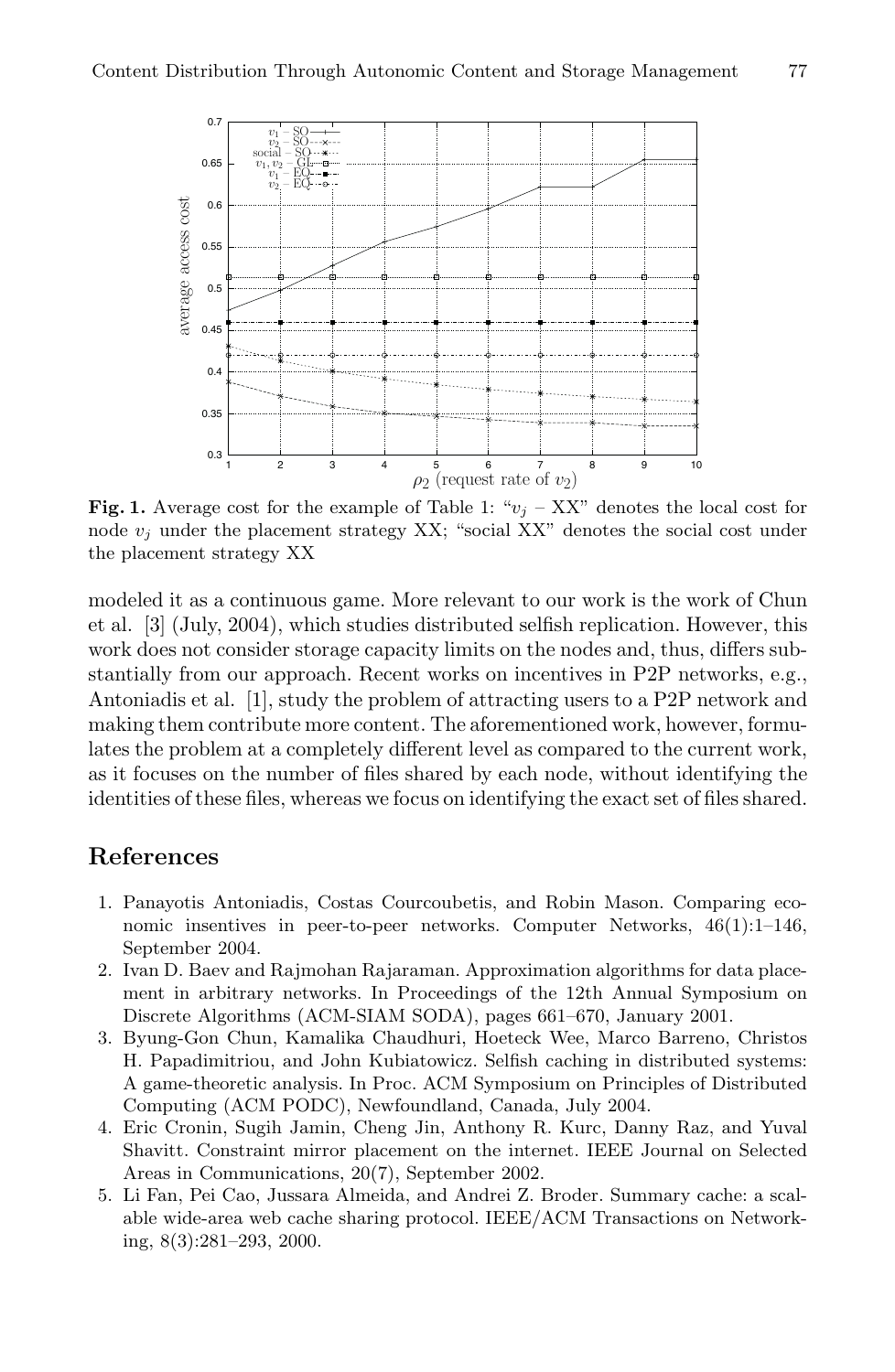**Fig. 1.** Average cost for the example of Table 1: "$v_j$ – XX" denotes the local cost for node $v_j$ under the placement strategy XX; "social XX" denotes the social cost under the placement strategy XX

modeled it as a continuous game. More relevant to our work is the work of Chun et al. [3] (July, 2004), which studies distributed selfish replication. However, this work does not consider storage capacity limits on the nodes and, thus, differs substantially from our approach. Recent works on incentives in P2P networks, e.g., Antoniadis et al. [1], study the problem of attracting users to a P2P network and making them contribute more content. The aforementioned work, however, formulates the problem at a completely different level as compared to the current work, as it focuses on the number of files shared by each node, without identifying the identities of these files, whereas we focus on identifying the exact set of files shared.

## References

1. Panayotis Antoniadis, Costas Courcoubetis, and Robin Mason. Comparing economic insentives in peer-to-peer networks. Computer Networks, 46(1):1–146, September 2004.
2. Ivan D. Baev and Rajmohan Rajaraman. Approximation algorithms for data placement in arbitrary networks. In Proceedings of the 12th Annual Symposium on Discrete Algorithms (ACM-SIAM SODA), pages 661–670, January 2001.
3. Byung-Gon Chun, Kamalika Chaudhuri, Hoeteck Wee, Marco Barreno, Christos H. Papadimitriou, and John Kubiatowicz. Selfish caching in distributed systems: A game-theoretic analysis. In Proc. ACM Symposium on Principles of Distributed Computing (ACM PODC), Newfoundland, Canada, July 2004.
4. Eric Cronin, Sugih Jamin, Cheng Jin, Anthony R. Kurc, Danny Raz, and Yuval Shavitt. Constraint mirror placement on the internet. IEEE Journal on Selected Areas in Communications, 20(7), September 2002.
5. Li Fan, Pei Cao, Jussara Almeida, and Andrei Z. Broder. Summary cache: a scalable wide-area web cache sharing protocol. IEEE/ACM Transactions on Networking, 8(3):281–293, 2000.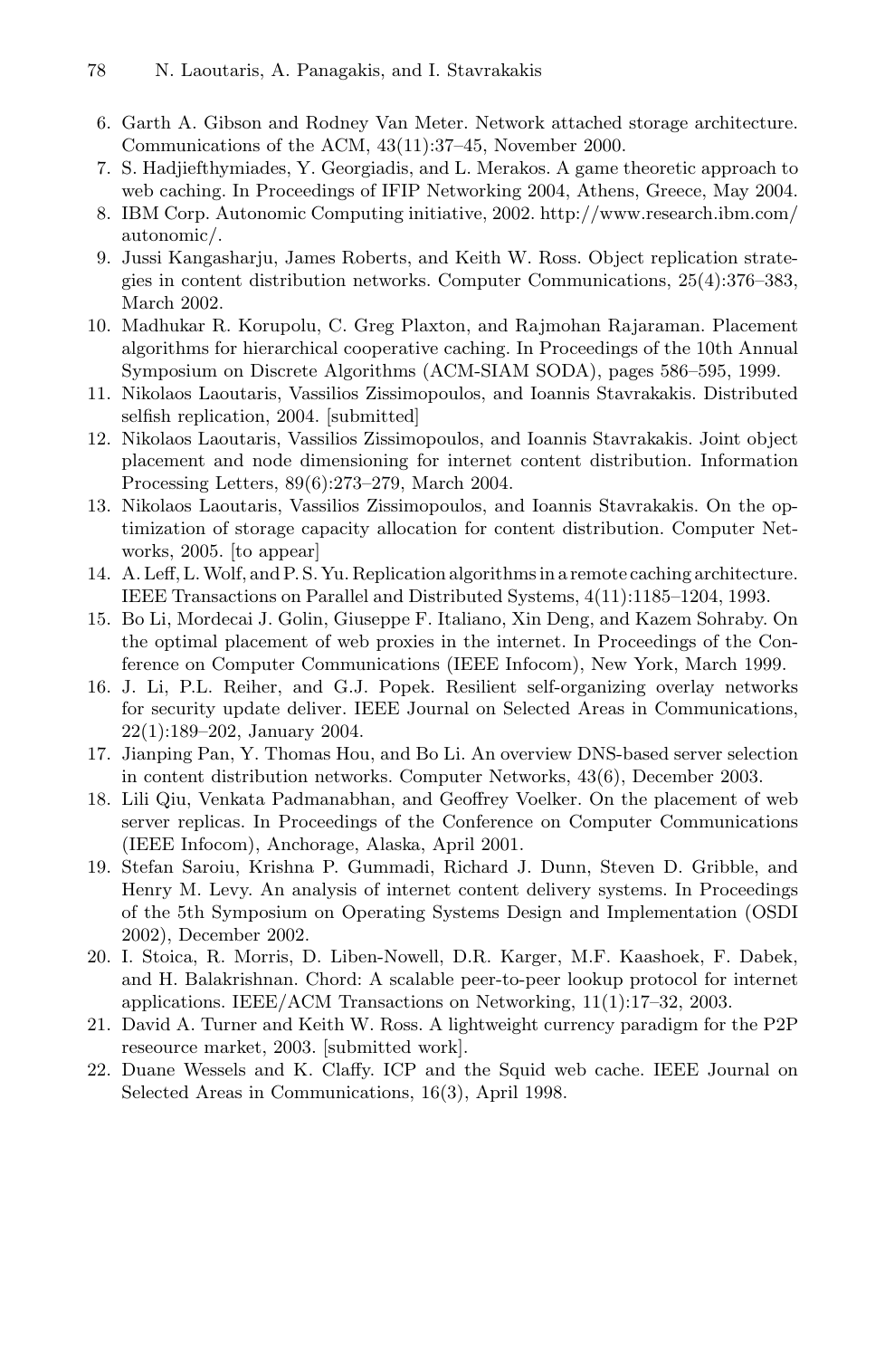6. Garth A. Gibson and Rodney Van Meter. Network attached storage architecture. Communications of the ACM, 43(11):37–45, November 2000.
7. S. Hadjiefthymiades, Y. Georgiadis, and L. Merakos. A game theoretic approach to web caching. In Proceedings of IFIP Networking 2004, Athens, Greece, May 2004.
8. IBM Corp. Autonomic Computing initiative, 2002. http://www.research.ibm.com/autonomic/.
9. Jussi Kangasharju, James Roberts, and Keith W. Ross. Object replication strategies in content distribution networks. Computer Communications, 25(4):376–383, March 2002.
10. Madhukar R. Korupolu, C. Greg Plaxton, and Rajmohan Rajaraman. Placement algorithms for hierarchical cooperative caching. In Proceedings of the 10th Annual Symposium on Discrete Algorithms (ACM-SIAM SODA), pages 586–595, 1999.
11. Nikolaos Laoutaris, Vassilios Zissimopoulos, and Ioannis Stavrakakis. Distributed selfish replication, 2004. [submitted]
12. Nikolaos Laoutaris, Vassilios Zissimopoulos, and Ioannis Stavrakakis. Joint object placement and node dimensioning for internet content distribution. Information Processing Letters, 89(6):273–279, March 2004.
13. Nikolaos Laoutaris, Vassilios Zissimopoulos, and Ioannis Stavrakakis. On the optimization of storage capacity allocation for content distribution. Computer Networks, 2005. [to appear]
14. A. Leff, L. Wolf, and P. S. Yu. Replication algorithms in a remote caching architecture. IEEE Transactions on Parallel and Distributed Systems, 4(11):1185–1204, 1993.
15. Bo Li, Mordecai J. Golin, Giuseppe F. Italiano, Xin Deng, and Kazem Sohraby. On the optimal placement of web proxies in the internet. In Proceedings of the Conference on Computer Communications (IEEE Infocom), New York, March 1999.
16. J. Li, P.L. Reiher, and G.J. Popek. Resilient self-organizing overlay networks for security update deliver. IEEE Journal on Selected Areas in Communications, 22(1):189–202, January 2004.
17. Jianping Pan, Y. Thomas Hou, and Bo Li. An overview DNS-based server selection in content distribution networks. Computer Networks, 43(6), December 2003.
18. Lili Qiu, Venkata Padmanabhan, and Geoffrey Voelker. On the placement of web server replicas. In Proceedings of the Conference on Computer Communications (IEEE Infocom), Anchorage, Alaska, April 2001.
19. Stefan Saroiu, Krishna P. Gummadi, Richard J. Dunn, Steven D. Gribble, and Henry M. Levy. An analysis of internet content delivery systems. In Proceedings of the 5th Symposium on Operating Systems Design and Implementation (OSDI 2002), December 2002.
20. I. Stoica, R. Morris, D. Liben-Nowell, D.R. Karger, M.F. Kaashoek, F. Dabek, and H. Balakrishnan. Chord: A scalable peer-to-peer lookup protocol for internet applications. IEEE/ACM Transactions on Networking, 11(1):17–32, 2003.
21. David A. Turner and Keith W. Ross. A lightweight currency paradigm for the P2P reseource market, 2003. [submitted work].
22. Duane Wessels and K. Claffy. ICP and the Squid web cache. IEEE Journal on Selected Areas in Communications, 16(3), April 1998.